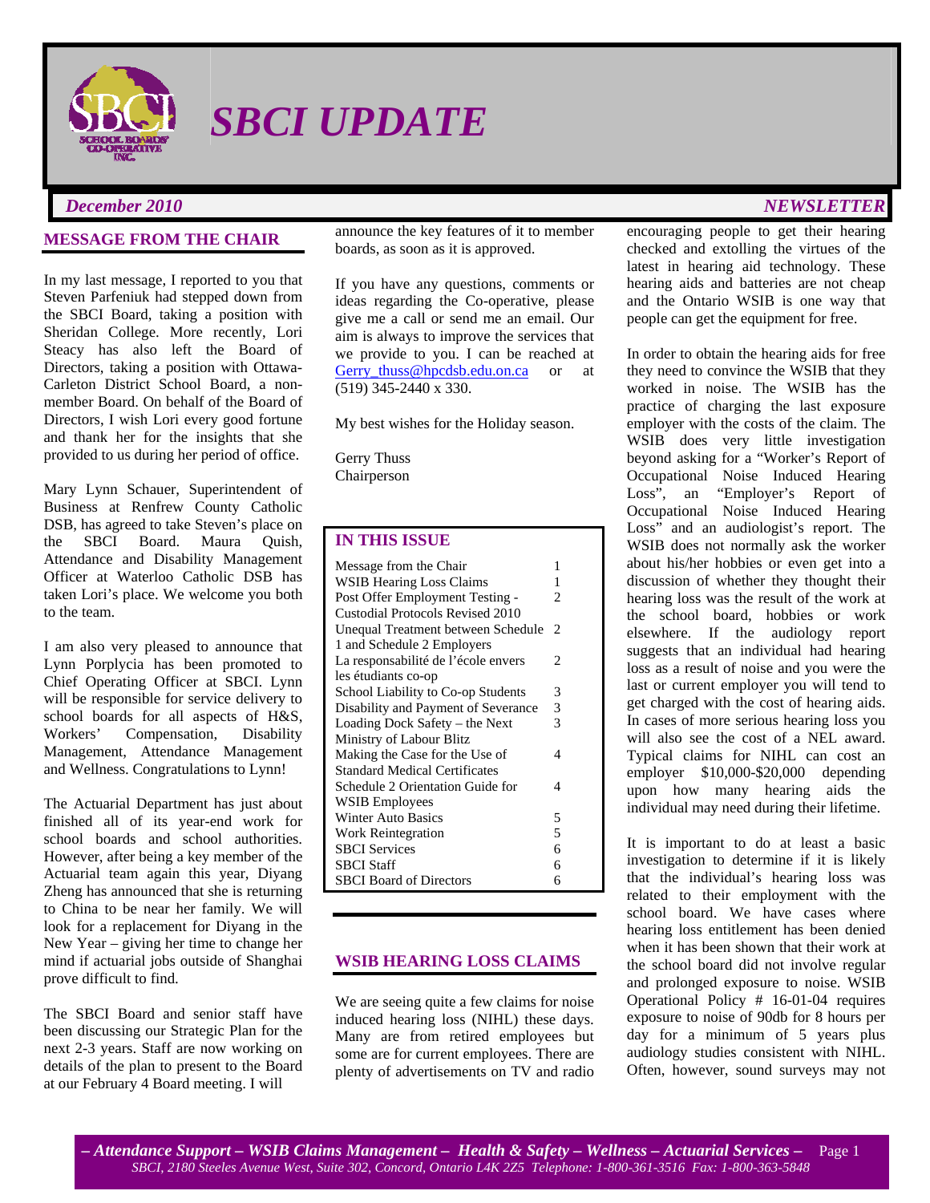# SBCI UPDATE

*December 2010* *NEWSLETTER*

## MESSAGE FROM THE CHAIR

In my last message, I reported to you that Steven Parfeniuk had stepped down from the SBCI Board, taking a position with Sheridan College. More recently, Lori Steacy has also left the Board of Directors, taking a position with Ottawa-Carleton District School Board, a non-member Board. On behalf of the Board of Directors, I wish Lori every good fortune and thank her for the insights that she provided to us during her period of office.

Mary Lynn Schauer, Superintendent of Business at Renfrew County Catholic DSB, has agreed to take Steven's place on the SBCI Board. Maura Quish, Attendance and Disability Management Officer at Waterloo Catholic DSB has taken Lori's place. We welcome you both to the team.

I am also very pleased to announce that Lynn Porplycia has been promoted to Chief Operating Officer at SBCI. Lynn will be responsible for service delivery to school boards for all aspects of H&S, Workers' Compensation, Disability Management, Attendance Management and Wellness. Congratulations to Lynn!

The Actuarial Department has just about finished all of its year-end work for school boards and school authorities. However, after being a key member of the Actuarial team again this year, Diyang Zheng has announced that she is returning to China to be near her family. We will look for a replacement for Diyang in the New Year – giving her time to change her mind if actuarial jobs outside of Shanghai prove difficult to find.

The SBCI Board and senior staff have been discussing our Strategic Plan for the next 2-3 years. Staff are now working on details of the plan to present to the Board at our February 4 Board meeting. I will announce the key features of it to member boards, as soon as it is approved.

If you have any questions, comments or ideas regarding the Co-operative, please give me a call or send me an email. Our aim is always to improve the services that we provide to you. I can be reached at Gerry_thuss@hpcdsb.edu.on.ca or at (519) 345-2440 x 330.

My best wishes for the Holiday season.

Gerry Thuss
Chairperson

## IN THIS ISSUE

| | |
|---|---|
| Message from the Chair | 1 |
| WSIB Hearing Loss Claims | 1 |
| Post Offer Employment Testing - Custodial Protocols Revised 2010 | 2 |
| Unequal Treatment between Schedule 1 and Schedule 2 Employers | 2 |
| La responsabilité de l'école envers les étudiants co-op | 2 |
| School Liability to Co-op Students | 3 |
| Disability and Payment of Severance | 3 |
| Loading Dock Safety – the Next Ministry of Labour Blitz | 3 |
| Making the Case for the Use of Standard Medical Certificates | 4 |
| Schedule 2 Orientation Guide for WSIB Employees | 4 |
| Winter Auto Basics | 5 |
| Work Reintegration | 5 |
| SBCI Services | 6 |
| SBCI Staff | 6 |
| SBCI Board of Directors | 6 |

## WSIB HEARING LOSS CLAIMS

We are seeing quite a few claims for noise induced hearing loss (NIHL) these days. Many are from retired employees but some are for current employees. There are plenty of advertisements on TV and radio encouraging people to get their hearing checked and extolling the virtues of the latest in hearing aid technology. These hearing aids and batteries are not cheap and the Ontario WSIB is one way that people can get the equipment for free.

In order to obtain the hearing aids for free they need to convince the WSIB that they worked in noise. The WSIB has the practice of charging the last exposure employer with the costs of the claim. The WSIB does very little investigation beyond asking for a "Worker's Report of Occupational Noise Induced Hearing Loss", an "Employer's Report of Occupational Noise Induced Hearing Loss" and an audiologist's report. The WSIB does not normally ask the worker about his/her hobbies or even get into a discussion of whether they thought their hearing loss was the result of the work at the school board, hobbies or work elsewhere. If the audiology report suggests that an individual had hearing loss as a result of noise and you were the last or current employer you will tend to get charged with the cost of hearing aids. In cases of more serious hearing loss you will also see the cost of a NEL award. Typical claims for NIHL can cost an employer $10,000-$20,000 depending upon how many hearing aids the individual may need during their lifetime.

It is important to do at least a basic investigation to determine if it is likely that the individual's hearing loss was related to their employment with the school board. We have cases where hearing loss entitlement has been denied when it has been shown that their work at the school board did not involve regular and prolonged exposure to noise. WSIB Operational Policy # 16-01-04 requires exposure to noise of 90db for 8 hours per day for a minimum of 5 years plus audiology studies consistent with NIHL. Often, however, sound surveys may not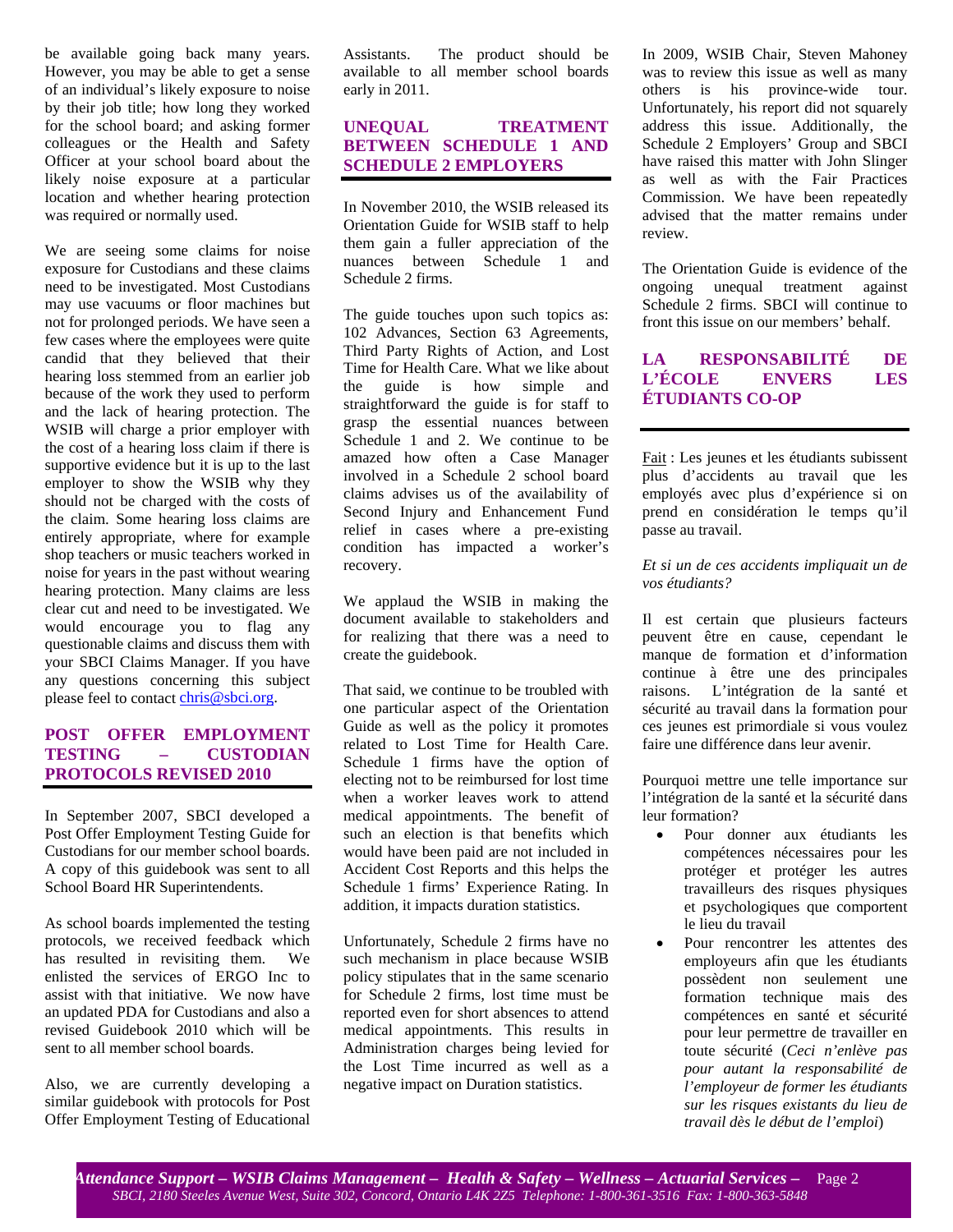be available going back many years. However, you may be able to get a sense of an individual's likely exposure to noise by their job title; how long they worked for the school board; and asking former colleagues or the Health and Safety Officer at your school board about the likely noise exposure at a particular location and whether hearing protection was required or normally used.

We are seeing some claims for noise exposure for Custodians and these claims need to be investigated. Most Custodians may use vacuums or floor machines but not for prolonged periods. We have seen a few cases where the employees were quite candid that they believed that their hearing loss stemmed from an earlier job because of the work they used to perform and the lack of hearing protection. The WSIB will charge a prior employer with the cost of a hearing loss claim if there is supportive evidence but it is up to the last employer to show the WSIB why they should not be charged with the costs of the claim. Some hearing loss claims are entirely appropriate, where for example shop teachers or music teachers worked in noise for years in the past without wearing hearing protection. Many claims are less clear cut and need to be investigated. We would encourage you to flag any questionable claims and discuss them with your SBCI Claims Manager. If you have any questions concerning this subject please feel to contact chris@sbci.org.

## POST OFFER EMPLOYMENT TESTING – CUSTODIAN PROTOCOLS REVISED 2010

In September 2007, SBCI developed a Post Offer Employment Testing Guide for Custodians for our member school boards. A copy of this guidebook was sent to all School Board HR Superintendents.

As school boards implemented the testing protocols, we received feedback which has resulted in revisiting them. We enlisted the services of ERGO Inc to assist with that initiative. We now have an updated PDA for Custodians and also a revised Guidebook 2010 which will be sent to all member school boards.

Also, we are currently developing a similar guidebook with protocols for Post Offer Employment Testing of Educational Assistants. The product should be available to all member school boards early in 2011.

## UNEQUAL TREATMENT BETWEEN SCHEDULE 1 AND SCHEDULE 2 EMPLOYERS

In November 2010, the WSIB released its Orientation Guide for WSIB staff to help them gain a fuller appreciation of the nuances between Schedule 1 and Schedule 2 firms.

The guide touches upon such topics as: 102 Advances, Section 63 Agreements, Third Party Rights of Action, and Lost Time for Health Care. What we like about the guide is how simple and straightforward the guide is for staff to grasp the essential nuances between Schedule 1 and 2. We continue to be amazed how often a Case Manager involved in a Schedule 2 school board claims advises us of the availability of Second Injury and Enhancement Fund relief in cases where a pre-existing condition has impacted a worker's recovery.

We applaud the WSIB in making the document available to stakeholders and for realizing that there was a need to create the guidebook.

That said, we continue to be troubled with one particular aspect of the Orientation Guide as well as the policy it promotes related to Lost Time for Health Care. Schedule 1 firms have the option of electing not to be reimbursed for lost time when a worker leaves work to attend medical appointments. The benefit of such an election is that benefits which would have been paid are not included in Accident Cost Reports and this helps the Schedule 1 firms' Experience Rating. In addition, it impacts duration statistics.

Unfortunately, Schedule 2 firms have no such mechanism in place because WSIB policy stipulates that in the same scenario for Schedule 2 firms, lost time must be reported even for short absences to attend medical appointments. This results in Administration charges being levied for the Lost Time incurred as well as a negative impact on Duration statistics.

In 2009, WSIB Chair, Steven Mahoney was to review this issue as well as many others is his province-wide tour. Unfortunately, his report did not squarely address this issue. Additionally, the Schedule 2 Employers' Group and SBCI have raised this matter with John Slinger as well as with the Fair Practices Commission. We have been repeatedly advised that the matter remains under review.

The Orientation Guide is evidence of the ongoing unequal treatment against Schedule 2 firms. SBCI will continue to front this issue on our members' behalf.

## LA RESPONSABILITÉ DE L'ÉCOLE ENVERS LES ÉTUDIANTS CO-OP

Fait : Les jeunes et les étudiants subissent plus d'accidents au travail que les employés avec plus d'expérience si on prend en considération le temps qu'il passe au travail.

*Et si un de ces accidents impliquait un de vos étudiants?*

Il est certain que plusieurs facteurs peuvent être en cause, cependant le manque de formation et d'information continue à être une des principales raisons. L'intégration de la santé et sécurité au travail dans la formation pour ces jeunes est primordiale si vous voulez faire une différence dans leur avenir.

Pourquoi mettre une telle importance sur l'intégration de la santé et la sécurité dans leur formation?

- Pour donner aux étudiants les compétences nécessaires pour les protéger et protéger les autres travailleurs des risques physiques et psychologiques que comportent le lieu du travail
- Pour rencontrer les attentes des employeurs afin que les étudiants possèdent non seulement une formation technique mais des compétences en santé et sécurité pour leur permettre de travailler en toute sécurité (*Ceci n'enlève pas pour autant la responsabilité de l'employeur de former les étudiants sur les risques existants du lieu de travail dès le début de l'emploi*)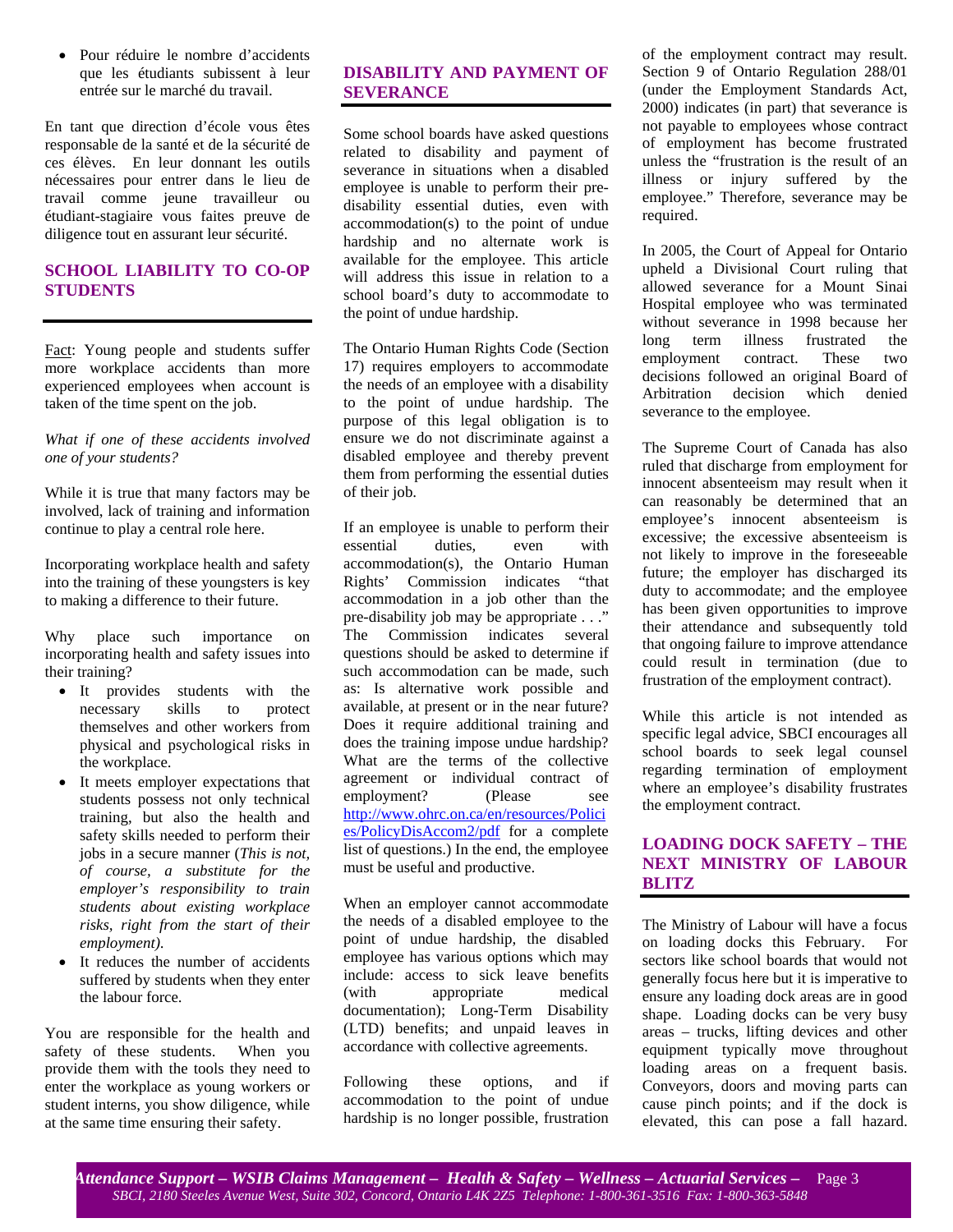- Pour réduire le nombre d'accidents que les étudiants subissent à leur entrée sur le marché du travail.

En tant que direction d'école vous êtes responsable de la santé et de la sécurité de ces élèves. En leur donnant les outils nécessaires pour entrer dans le lieu de travail comme jeune travailleur ou étudiant-stagiaire vous faites preuve de diligence tout en assurant leur sécurité.

## SCHOOL LIABILITY TO CO-OP STUDENTS

Fact: Young people and students suffer more workplace accidents than more experienced employees when account is taken of the time spent on the job.

*What if one of these accidents involved one of your students?*

While it is true that many factors may be involved, lack of training and information continue to play a central role here.

Incorporating workplace health and safety into the training of these youngsters is key to making a difference to their future.

Why place such importance on incorporating health and safety issues into their training?

- It provides students with the necessary skills to protect themselves and other workers from physical and psychological risks in the workplace.
- It meets employer expectations that students possess not only technical training, but also the health and safety skills needed to perform their jobs in a secure manner (*This is not, of course, a substitute for the employer's responsibility to train students about existing workplace risks, right from the start of their employment).*
- It reduces the number of accidents suffered by students when they enter the labour force.

You are responsible for the health and safety of these students. When you provide them with the tools they need to enter the workplace as young workers or student interns, you show diligence, while at the same time ensuring their safety.

## DISABILITY AND PAYMENT OF SEVERANCE

Some school boards have asked questions related to disability and payment of severance in situations when a disabled employee is unable to perform their pre-disability essential duties, even with accommodation(s) to the point of undue hardship and no alternate work is available for the employee. This article will address this issue in relation to a school board's duty to accommodate to the point of undue hardship.

The Ontario Human Rights Code (Section 17) requires employers to accommodate the needs of an employee with a disability to the point of undue hardship. The purpose of this legal obligation is to ensure we do not discriminate against a disabled employee and thereby prevent them from performing the essential duties of their job.

If an employee is unable to perform their essential duties, even with accommodation(s), the Ontario Human Rights' Commission indicates "that accommodation in a job other than the pre-disability job may be appropriate . . ." The Commission indicates several questions should be asked to determine if such accommodation can be made, such as: Is alternative work possible and available, at present or in the near future? Does it require additional training and does the training impose undue hardship? What are the terms of the collective agreement or individual contract of employment? (Please see http://www.ohrc.on.ca/en/resources/Policies/PolicyDisAccom2/pdf for a complete list of questions.) In the end, the employee must be useful and productive.

When an employer cannot accommodate the needs of a disabled employee to the point of undue hardship, the disabled employee has various options which may include: access to sick leave benefits (with appropriate medical documentation); Long-Term Disability (LTD) benefits; and unpaid leaves in accordance with collective agreements.

Following these options, and if accommodation to the point of undue hardship is no longer possible, frustration of the employment contract may result. Section 9 of Ontario Regulation 288/01 (under the Employment Standards Act, 2000) indicates (in part) that severance is not payable to employees whose contract of employment has become frustrated unless the "frustration is the result of an illness or injury suffered by the employee." Therefore, severance may be required.

In 2005, the Court of Appeal for Ontario upheld a Divisional Court ruling that allowed severance for a Mount Sinai Hospital employee who was terminated without severance in 1998 because her long term illness frustrated the employment contract. These two decisions followed an original Board of Arbitration decision which denied severance to the employee.

The Supreme Court of Canada has also ruled that discharge from employment for innocent absenteeism may result when it can reasonably be determined that an employee's innocent absenteeism is excessive; the excessive absenteeism is not likely to improve in the foreseeable future; the employer has discharged its duty to accommodate; and the employee has been given opportunities to improve their attendance and subsequently told that ongoing failure to improve attendance could result in termination (due to frustration of the employment contract).

While this article is not intended as specific legal advice, SBCI encourages all school boards to seek legal counsel regarding termination of employment where an employee's disability frustrates the employment contract.

## LOADING DOCK SAFETY – THE NEXT MINISTRY OF LABOUR BLITZ

The Ministry of Labour will have a focus on loading docks this February. For sectors like school boards that would not generally focus here but it is imperative to ensure any loading dock areas are in good shape. Loading docks can be very busy areas – trucks, lifting devices and other equipment typically move throughout loading areas on a frequent basis. Conveyors, doors and moving parts can cause pinch points; and if the dock is elevated, this can pose a fall hazard.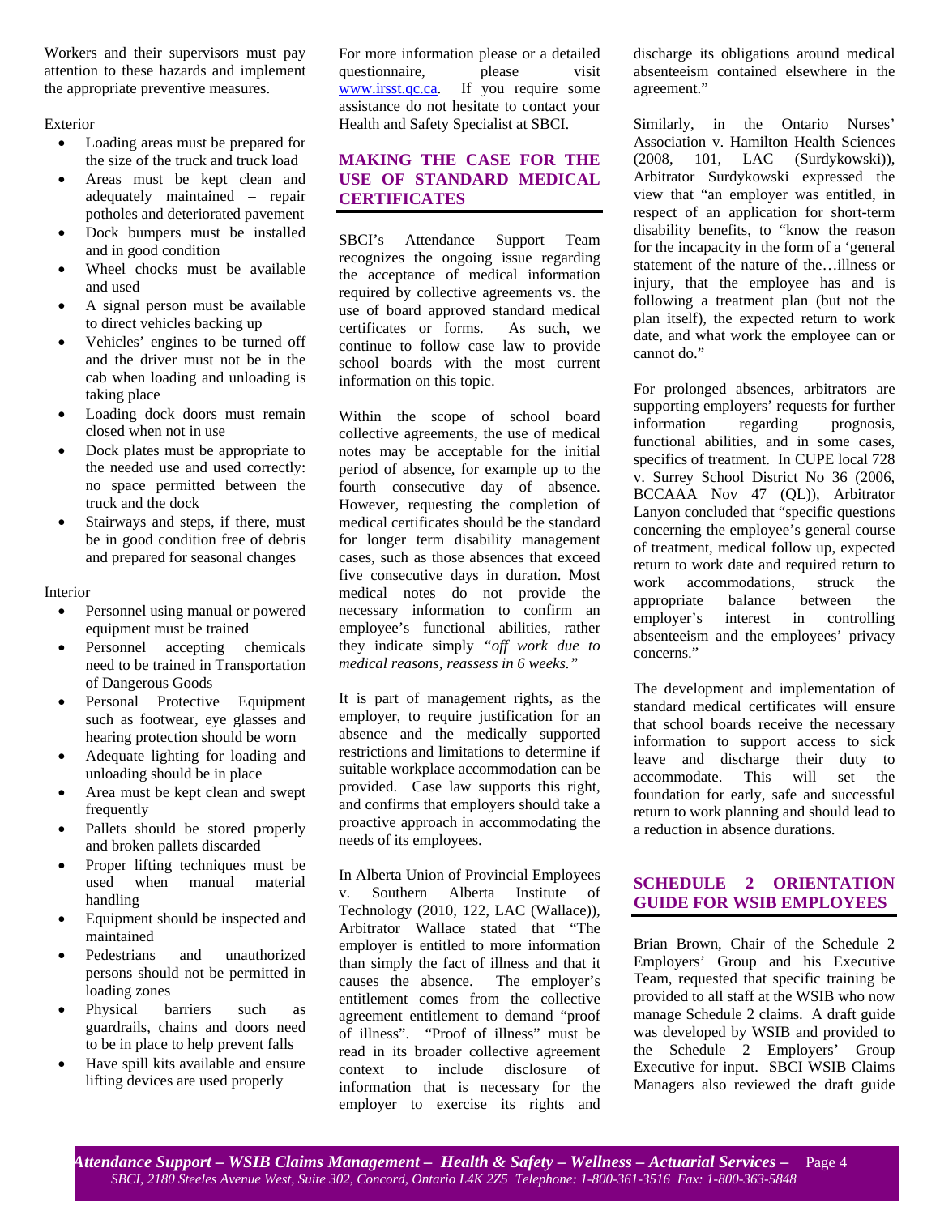Workers and their supervisors must pay attention to these hazards and implement the appropriate preventive measures.

Exterior

- Loading areas must be prepared for the size of the truck and truck load
- Areas must be kept clean and adequately maintained – repair potholes and deteriorated pavement
- Dock bumpers must be installed and in good condition
- Wheel chocks must be available and used
- A signal person must be available to direct vehicles backing up
- Vehicles' engines to be turned off and the driver must not be in the cab when loading and unloading is taking place
- Loading dock doors must remain closed when not in use
- Dock plates must be appropriate to the needed use and used correctly: no space permitted between the truck and the dock
- Stairways and steps, if there, must be in good condition free of debris and prepared for seasonal changes

Interior

- Personnel using manual or powered equipment must be trained
- Personnel accepting chemicals need to be trained in Transportation of Dangerous Goods
- Personal Protective Equipment such as footwear, eye glasses and hearing protection should be worn
- Adequate lighting for loading and unloading should be in place
- Area must be kept clean and swept frequently
- Pallets should be stored properly and broken pallets discarded
- Proper lifting techniques must be used when manual material handling
- Equipment should be inspected and maintained
- Pedestrians and unauthorized persons should not be permitted in loading zones
- Physical barriers such as guardrails, chains and doors need to be in place to help prevent falls
- Have spill kits available and ensure lifting devices are used properly

For more information please or a detailed questionnaire, please visit www.irsst.qc.ca. If you require some assistance do not hesitate to contact your Health and Safety Specialist at SBCI.

## MAKING THE CASE FOR THE USE OF STANDARD MEDICAL CERTIFICATES

SBCI's Attendance Support Team recognizes the ongoing issue regarding the acceptance of medical information required by collective agreements vs. the use of board approved standard medical certificates or forms. As such, we continue to follow case law to provide school boards with the most current information on this topic.

Within the scope of school board collective agreements, the use of medical notes may be acceptable for the initial period of absence, for example up to the fourth consecutive day of absence. However, requesting the completion of medical certificates should be the standard for longer term disability management cases, such as those absences that exceed five consecutive days in duration. Most medical notes do not provide the necessary information to confirm an employee's functional abilities, rather they indicate simply *"off work due to medical reasons, reassess in 6 weeks."*

It is part of management rights, as the employer, to require justification for an absence and the medically supported restrictions and limitations to determine if suitable workplace accommodation can be provided. Case law supports this right, and confirms that employers should take a proactive approach in accommodating the needs of its employees.

In Alberta Union of Provincial Employees v. Southern Alberta Institute of Technology (2010, 122, LAC (Wallace)), Arbitrator Wallace stated that "The employer is entitled to more information than simply the fact of illness and that it causes the absence. The employer's entitlement comes from the collective agreement entitlement to demand "proof of illness". "Proof of illness" must be read in its broader collective agreement context to include disclosure of information that is necessary for the employer to exercise its rights and discharge its obligations around medical absenteeism contained elsewhere in the agreement."

Similarly, in the Ontario Nurses' Association v. Hamilton Health Sciences (2008, 101, LAC (Surdykowski)), Arbitrator Surdykowski expressed the view that "an employer was entitled, in respect of an application for short-term disability benefits, to "know the reason for the incapacity in the form of a 'general statement of the nature of the…illness or injury, that the employee has and is following a treatment plan (but not the plan itself), the expected return to work date, and what work the employee can or cannot do."

For prolonged absences, arbitrators are supporting employers' requests for further information regarding prognosis, functional abilities, and in some cases, specifics of treatment. In CUPE local 728 v. Surrey School District No 36 (2006, BCCAAA Nov 47 (QL)), Arbitrator Lanyon concluded that "specific questions concerning the employee's general course of treatment, medical follow up, expected return to work date and required return to work accommodations, struck the appropriate balance between the employer's interest in controlling absenteeism and the employees' privacy concerns."

The development and implementation of standard medical certificates will ensure that school boards receive the necessary information to support access to sick leave and discharge their duty to accommodate. This will set the foundation for early, safe and successful return to work planning and should lead to a reduction in absence durations.

## SCHEDULE 2 ORIENTATION GUIDE FOR WSIB EMPLOYEES

Brian Brown, Chair of the Schedule 2 Employers' Group and his Executive Team, requested that specific training be provided to all staff at the WSIB who now manage Schedule 2 claims. A draft guide was developed by WSIB and provided to the Schedule 2 Employers' Group Executive for input. SBCI WSIB Claims Managers also reviewed the draft guide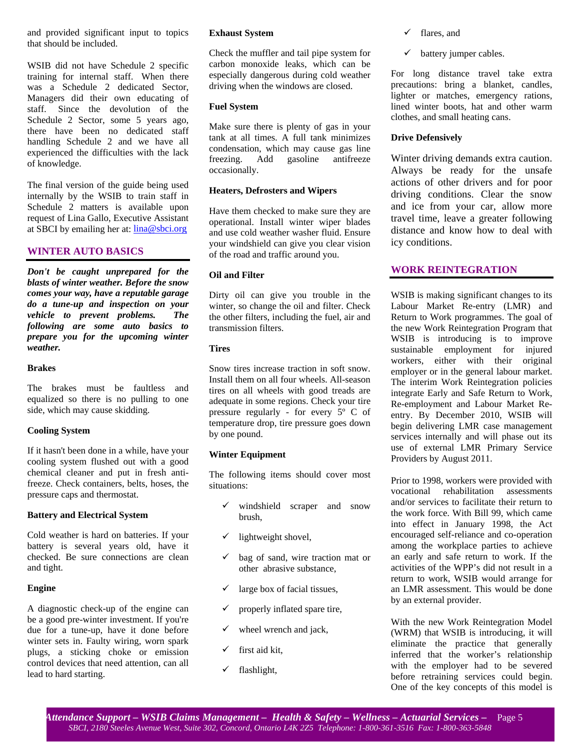and provided significant input to topics that should be included.

WSIB did not have Schedule 2 specific training for internal staff. When there was a Schedule 2 dedicated Sector, Managers did their own educating of staff. Since the devolution of the Schedule 2 Sector, some 5 years ago, there have been no dedicated staff handling Schedule 2 and we have all experienced the difficulties with the lack of knowledge.

The final version of the guide being used internally by the WSIB to train staff in Schedule 2 matters is available upon request of Lina Gallo, Executive Assistant at SBCI by emailing her at: [lina@sbci.org](mailto:lina@sbci.org)

## WINTER AUTO BASICS

***Don't be caught unprepared for the blasts of winter weather. Before the snow comes your way, have a reputable garage do a tune-up and inspection on your vehicle to prevent problems. The following are some auto basics to prepare you for the upcoming winter weather.***

**Brakes**

The brakes must be faultless and equalized so there is no pulling to one side, which may cause skidding.

**Cooling System**

If it hasn't been done in a while, have your cooling system flushed out with a good chemical cleaner and put in fresh anti-freeze. Check containers, belts, hoses, the pressure caps and thermostat.

**Battery and Electrical System**

Cold weather is hard on batteries. If your battery is several years old, have it checked. Be sure connections are clean and tight.

**Engine**

A diagnostic check-up of the engine can be a good pre-winter investment. If you're due for a tune-up, have it done before winter sets in. Faulty wiring, worn spark plugs, a sticking choke or emission control devices that need attention, can all lead to hard starting.

**Exhaust System**

Check the muffler and tail pipe system for carbon monoxide leaks, which can be especially dangerous during cold weather driving when the windows are closed.

**Fuel System**

Make sure there is plenty of gas in your tank at all times. A full tank minimizes condensation, which may cause gas line freezing. Add gasoline antifreeze occasionally.

**Heaters, Defrosters and Wipers**

Have them checked to make sure they are operational. Install winter wiper blades and use cold weather washer fluid. Ensure your windshield can give you clear vision of the road and traffic around you.

**Oil and Filter**

Dirty oil can give you trouble in the winter, so change the oil and filter. Check the other filters, including the fuel, air and transmission filters.

**Tires**

Snow tires increase traction in soft snow. Install them on all four wheels. All-season tires on all wheels with good treads are adequate in some regions. Check your tire pressure regularly - for every 5º C of temperature drop, tire pressure goes down by one pound.

**Winter Equipment**

The following items should cover most situations:

- ✓ windshield scraper and snow brush,
- ✓ lightweight shovel,
- ✓ bag of sand, wire traction mat or other abrasive substance,
- ✓ large box of facial tissues,
- ✓ properly inflated spare tire,
- ✓ wheel wrench and jack,
- ✓ first aid kit,
- ✓ flashlight,
- ✓ flares, and
- ✓ battery jumper cables.

For long distance travel take extra precautions: bring a blanket, candles, lighter or matches, emergency rations, lined winter boots, hat and other warm clothes, and small heating cans.

**Drive Defensively**

Winter driving demands extra caution. Always be ready for the unsafe actions of other drivers and for poor driving conditions. Clear the snow and ice from your car, allow more travel time, leave a greater following distance and know how to deal with icy conditions.

## WORK REINTEGRATION

WSIB is making significant changes to its Labour Market Re-entry (LMR) and Return to Work programmes. The goal of the new Work Reintegration Program that WSIB is introducing is to improve sustainable employment for injured workers, either with their original employer or in the general labour market. The interim Work Reintegration policies integrate Early and Safe Return to Work, Re-employment and Labour Market Re-entry. By December 2010, WSIB will begin delivering LMR case management services internally and will phase out its use of external LMR Primary Service Providers by August 2011.

Prior to 1998, workers were provided with vocational rehabilitation assessments and/or services to facilitate their return to the work force. With Bill 99, which came into effect in January 1998, the Act encouraged self-reliance and co-operation among the workplace parties to achieve an early and safe return to work. If the activities of the WPP's did not result in a return to work, WSIB would arrange for an LMR assessment. This would be done by an external provider.

With the new Work Reintegration Model (WRM) that WSIB is introducing, it will eliminate the practice that generally inferred that the worker's relationship with the employer had to be severed before retraining services could begin. One of the key concepts of this model is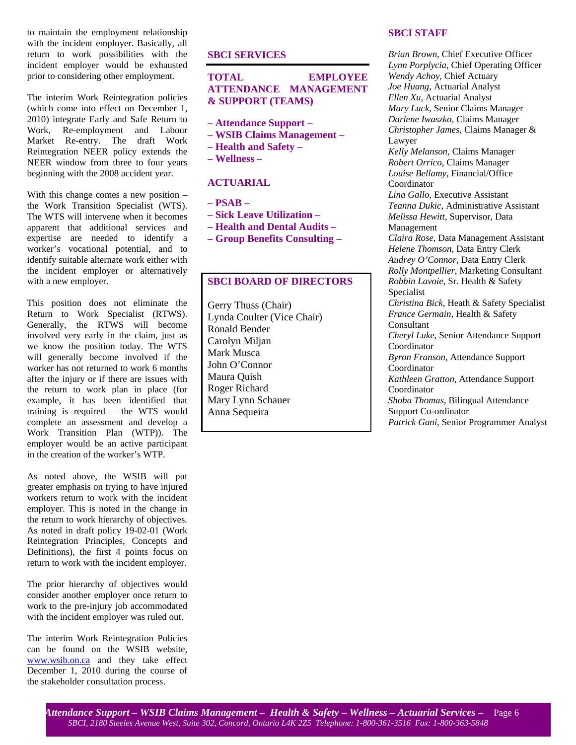to maintain the employment relationship with the incident employer. Basically, all return to work possibilities with the incident employer would be exhausted prior to considering other employment.

The interim Work Reintegration policies (which come into effect on December 1, 2010) integrate Early and Safe Return to Work, Re-employment and Labour Market Re-entry. The draft Work Reintegration NEER policy extends the NEER window from three to four years beginning with the 2008 accident year.

With this change comes a new position – the Work Transition Specialist (WTS). The WTS will intervene when it becomes apparent that additional services and expertise are needed to identify a worker's vocational potential, and to identify suitable alternate work either with the incident employer or alternatively with a new employer.

This position does not eliminate the Return to Work Specialist (RTWS). Generally, the RTWS will become involved very early in the claim, just as we know the position today. The WTS will generally become involved if the worker has not returned to work 6 months after the injury or if there are issues with the return to work plan in place (for example, it has been identified that training is required – the WTS would complete an assessment and develop a Work Transition Plan (WTP)). The employer would be an active participant in the creation of the worker's WTP.

As noted above, the WSIB will put greater emphasis on trying to have injured workers return to work with the incident employer. This is noted in the change in the return to work hierarchy of objectives. As noted in draft policy 19-02-01 (Work Reintegration Principles, Concepts and Definitions), the first 4 points focus on return to work with the incident employer.

The prior hierarchy of objectives would consider another employer once return to work to the pre-injury job accommodated with the incident employer was ruled out.

The interim Work Reintegration Policies can be found on the WSIB website, www.wsib.on.ca and they take effect December 1, 2010 during the course of the stakeholder consultation process.

## SBCI SERVICES

### TOTAL EMPLOYEE ATTENDANCE MANAGEMENT & SUPPORT (TEAMS)

**– Attendance Support –**
**– WSIB Claims Management –**
**– Health and Safety –**
**– Wellness –**

### ACTUARIAL

**– PSAB –**
**– Sick Leave Utilization –**
**– Health and Dental Audits –**
**– Group Benefits Consulting –**

## SBCI BOARD OF DIRECTORS

Gerry Thuss (Chair)
Lynda Coulter (Vice Chair)
Ronald Bender
Carolyn Miljan
Mark Musca
John O'Connor
Maura Quish
Roger Richard
Mary Lynn Schauer
Anna Sequeira

## SBCI STAFF

*Brian Brown*, Chief Executive Officer
*Lynn Porplycia*, Chief Operating Officer
*Wendy Achoy*, Chief Actuary
*Joe Huang*, Actuarial Analyst
*Ellen Xu*, Actuarial Analyst
*Mary Luck*, Senior Claims Manager
*Darlene Iwaszko*, Claims Manager
*Christopher James*, Claims Manager & Lawyer
*Kelly Melanson*, Claims Manager
*Robert Orrico*, Claims Manager
*Louise Bellamy*, Financial/Office Coordinator
*Lina Gallo*, Executive Assistant
*Teanna Dukic*, Administrative Assistant
*Melissa Hewitt*, Supervisor, Data Management
*Claira Rose*, Data Management Assistant
*Helene Thomson*, Data Entry Clerk
*Audrey O'Connor*, Data Entry Clerk
*Rolly Montpellier*, Marketing Consultant
*Robbin Lavoie*, Sr. Health & Safety Specialist
*Christina Bick*, Heath & Safety Specialist
*France Germain*, Health & Safety Consultant
*Cheryl Luke*, Senior Attendance Support Coordinator
*Byron Franson*, Attendance Support Coordinator
*Kathleen Gratton*, Attendance Support Coordinator
*Shoba Thomas*, Bilingual Attendance Support Co-ordinator
*Patrick Gani*, Senior Programmer Analyst